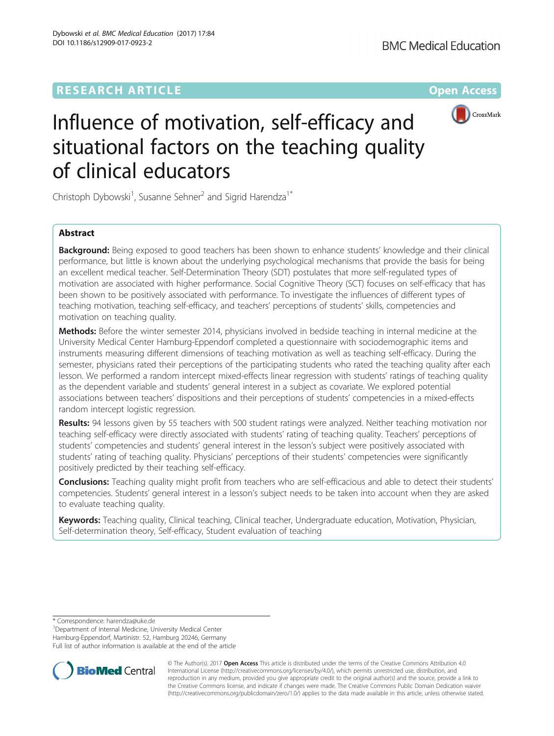RESEARCH ARTICLE

Open Access

# Influence of motivation, self-efficacy and situational factors on the teaching quality of clinical educators

Christoph Dybowski[1], Susanne Sehner[2] and Sigrid Harendza[1*]

## Abstract

**Background:** Being exposed to good teachers has been shown to enhance students' knowledge and their clinical performance, but little is known about the underlying psychological mechanisms that provide the basis for being an excellent medical teacher. Self-Determination Theory (SDT) postulates that more self-regulated types of motivation are associated with higher performance. Social Cognitive Theory (SCT) focuses on self-efficacy that has been shown to be positively associated with performance. To investigate the influences of different types of teaching motivation, teaching self-efficacy, and teachers' perceptions of students' skills, competencies and motivation on teaching quality.

**Methods:** Before the winter semester 2014, physicians involved in bedside teaching in internal medicine at the University Medical Center Hamburg-Eppendorf completed a questionnaire with sociodemographic items and instruments measuring different dimensions of teaching motivation as well as teaching self-efficacy. During the semester, physicians rated their perceptions of the participating students who rated the teaching quality after each lesson. We performed a random intercept mixed-effects linear regression with students' ratings of teaching quality as the dependent variable and students' general interest in a subject as covariate. We explored potential associations between teachers' dispositions and their perceptions of students' competencies in a mixed-effects random intercept logistic regression.

**Results:** 94 lessons given by 55 teachers with 500 student ratings were analyzed. Neither teaching motivation nor teaching self-efficacy were directly associated with students' rating of teaching quality. Teachers' perceptions of students' competencies and students' general interest in the lesson's subject were positively associated with students' rating of teaching quality. Physicians' perceptions of their students' competencies were significantly positively predicted by their teaching self-efficacy.

**Conclusions:** Teaching quality might profit from teachers who are self-efficacious and able to detect their students' competencies. Students' general interest in a lesson's subject needs to be taken into account when they are asked to evaluate teaching quality.

**Keywords:** Teaching quality, Clinical teaching, Clinical teacher, Undergraduate education, Motivation, Physician, Self-determination theory, Self-efficacy, Student evaluation of teaching

---

\* Correspondence: harendza@uke.de

[1]Department of Internal Medicine, University Medical Center Hamburg-Eppendorf, Martinistr. 52, Hamburg 20246, Germany

Full list of author information is available at the end of the article

© The Author(s). 2017 **Open Access** This article is distributed under the terms of the Creative Commons Attribution 4.0 International License (http://creativecommons.org/licenses/by/4.0/), which permits unrestricted use, distribution, and reproduction in any medium, provided you give appropriate credit to the original author(s) and the source, provide a link to the Creative Commons license, and indicate if changes were made. The Creative Commons Public Domain Dedication waiver (http://creativecommons.org/publicdomain/zero/1.0/) applies to the data made available in this article, unless otherwise stated.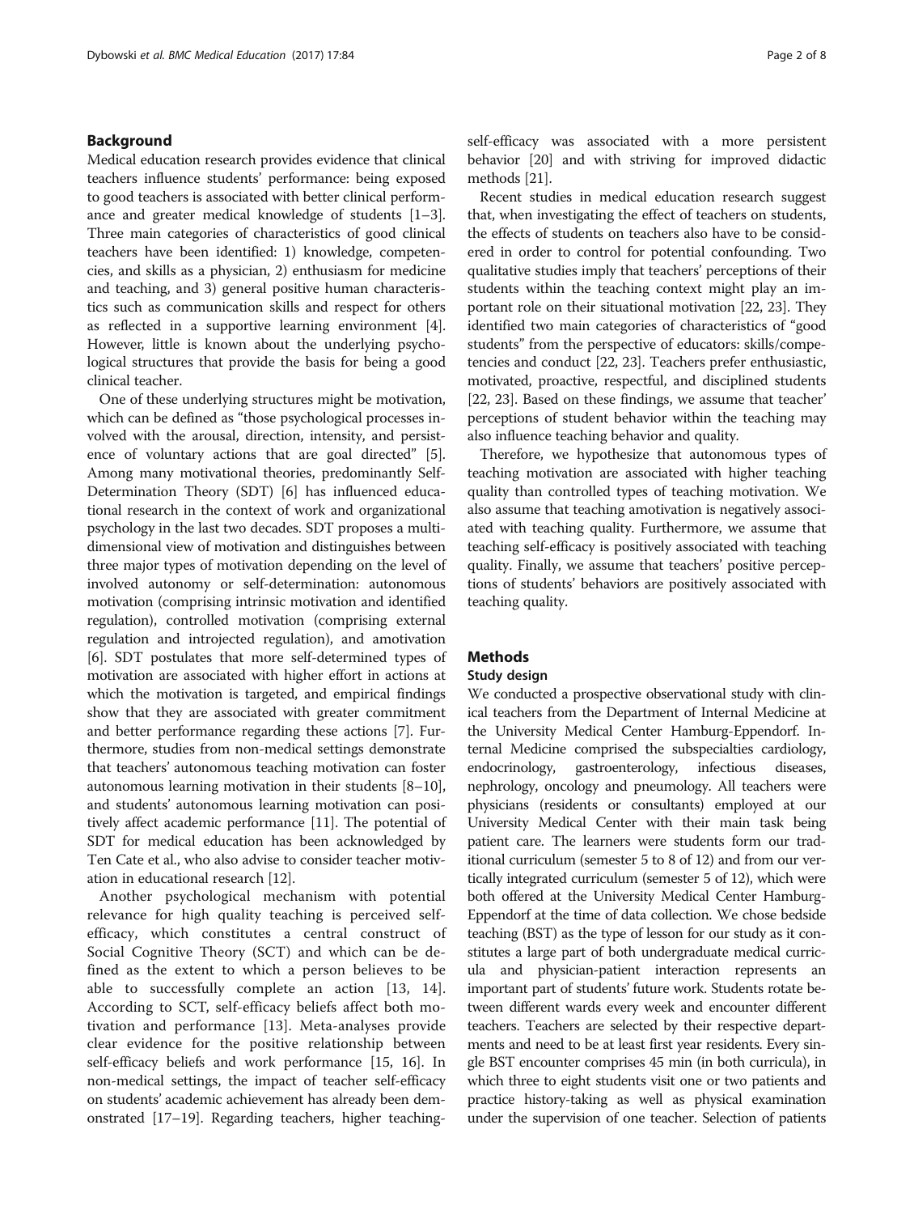## Background

Medical education research provides evidence that clinical teachers influence students' performance: being exposed to good teachers is associated with better clinical performance and greater medical knowledge of students [1–3]. Three main categories of characteristics of good clinical teachers have been identified: 1) knowledge, competencies, and skills as a physician, 2) enthusiasm for medicine and teaching, and 3) general positive human characteristics such as communication skills and respect for others as reflected in a supportive learning environment [4]. However, little is known about the underlying psychological structures that provide the basis for being a good clinical teacher.

One of these underlying structures might be motivation, which can be defined as "those psychological processes involved with the arousal, direction, intensity, and persistence of voluntary actions that are goal directed" [5]. Among many motivational theories, predominantly Self-Determination Theory (SDT) [6] has influenced educational research in the context of work and organizational psychology in the last two decades. SDT proposes a multidimensional view of motivation and distinguishes between three major types of motivation depending on the level of involved autonomy or self-determination: autonomous motivation (comprising intrinsic motivation and identified regulation), controlled motivation (comprising external regulation and introjected regulation), and amotivation [6]. SDT postulates that more self-determined types of motivation are associated with higher effort in actions at which the motivation is targeted, and empirical findings show that they are associated with greater commitment and better performance regarding these actions [7]. Furthermore, studies from non-medical settings demonstrate that teachers' autonomous teaching motivation can foster autonomous learning motivation in their students [8–10], and students' autonomous learning motivation can positively affect academic performance [11]. The potential of SDT for medical education has been acknowledged by Ten Cate et al., who also advise to consider teacher motivation in educational research [12].

Another psychological mechanism with potential relevance for high quality teaching is perceived self-efficacy, which constitutes a central construct of Social Cognitive Theory (SCT) and which can be defined as the extent to which a person believes to be able to successfully complete an action [13, 14]. According to SCT, self-efficacy beliefs affect both motivation and performance [13]. Meta-analyses provide clear evidence for the positive relationship between self-efficacy beliefs and work performance [15, 16]. In non-medical settings, the impact of teacher self-efficacy on students' academic achievement has already been demonstrated [17–19]. Regarding teachers, higher teaching-self-efficacy was associated with a more persistent behavior [20] and with striving for improved didactic methods [21].

Recent studies in medical education research suggest that, when investigating the effect of teachers on students, the effects of students on teachers also have to be considered in order to control for potential confounding. Two qualitative studies imply that teachers' perceptions of their students within the teaching context might play an important role on their situational motivation [22, 23]. They identified two main categories of characteristics of "good students" from the perspective of educators: skills/competencies and conduct [22, 23]. Teachers prefer enthusiastic, motivated, proactive, respectful, and disciplined students [22, 23]. Based on these findings, we assume that teacher' perceptions of student behavior within the teaching may also influence teaching behavior and quality.

Therefore, we hypothesize that autonomous types of teaching motivation are associated with higher teaching quality than controlled types of teaching motivation. We also assume that teaching amotivation is negatively associated with teaching quality. Furthermore, we assume that teaching self-efficacy is positively associated with teaching quality. Finally, we assume that teachers' positive perceptions of students' behaviors are positively associated with teaching quality.

## Methods

### Study design

We conducted a prospective observational study with clinical teachers from the Department of Internal Medicine at the University Medical Center Hamburg-Eppendorf. Internal Medicine comprised the subspecialties cardiology, endocrinology, gastroenterology, infectious diseases, nephrology, oncology and pneumology. All teachers were physicians (residents or consultants) employed at our University Medical Center with their main task being patient care. The learners were students form our traditional curriculum (semester 5 to 8 of 12) and from our vertically integrated curriculum (semester 5 of 12), which were both offered at the University Medical Center Hamburg-Eppendorf at the time of data collection. We chose bedside teaching (BST) as the type of lesson for our study as it constitutes a large part of both undergraduate medical curricula and physician-patient interaction represents an important part of students' future work. Students rotate between different wards every week and encounter different teachers. Teachers are selected by their respective departments and need to be at least first year residents. Every single BST encounter comprises 45 min (in both curricula), in which three to eight students visit one or two patients and practice history-taking as well as physical examination under the supervision of one teacher. Selection of patients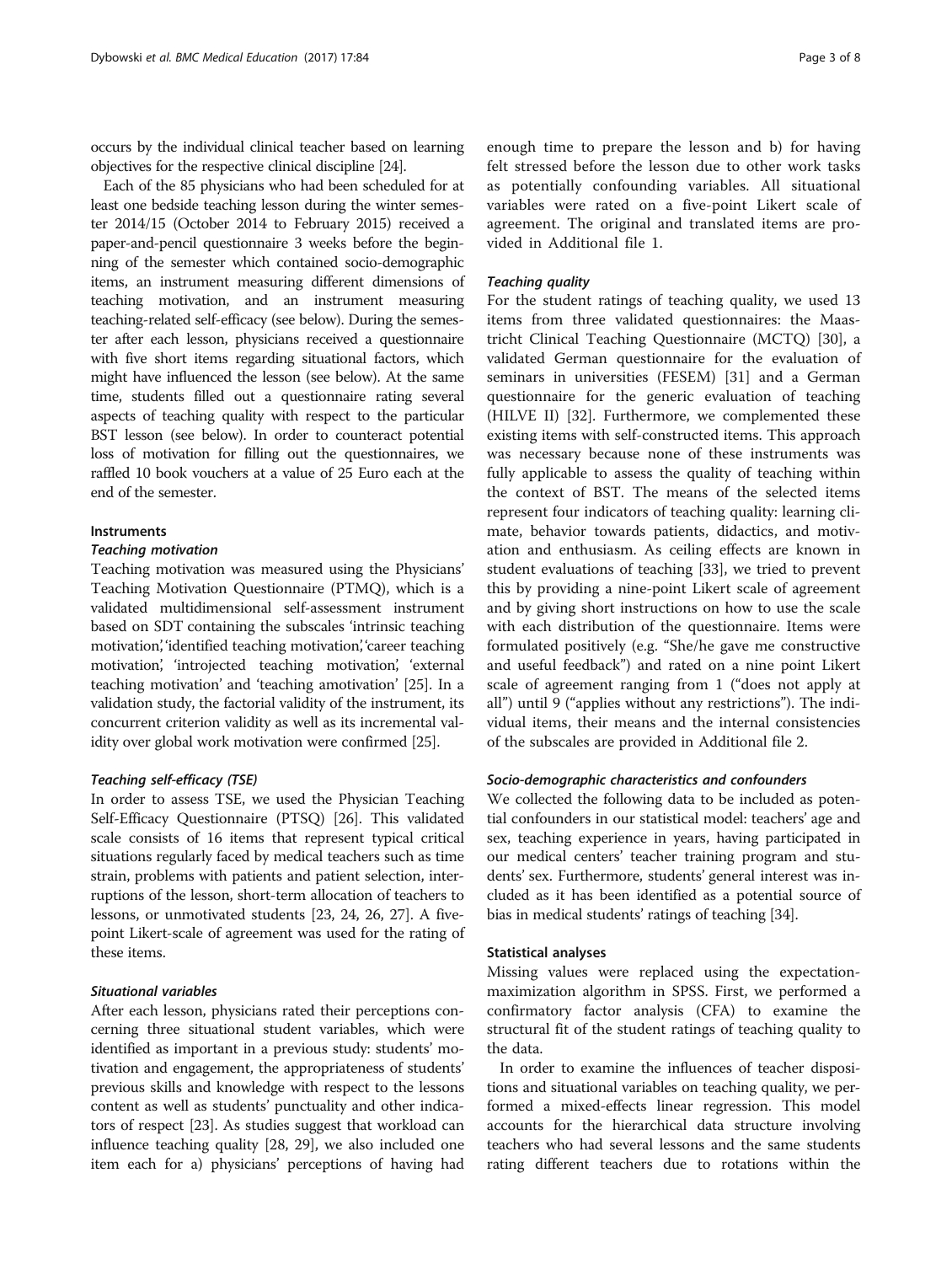occurs by the individual clinical teacher based on learning objectives for the respective clinical discipline [24].

Each of the 85 physicians who had been scheduled for at least one bedside teaching lesson during the winter semester 2014/15 (October 2014 to February 2015) received a paper-and-pencil questionnaire 3 weeks before the beginning of the semester which contained socio-demographic items, an instrument measuring different dimensions of teaching motivation, and an instrument measuring teaching-related self-efficacy (see below). During the semester after each lesson, physicians received a questionnaire with five short items regarding situational factors, which might have influenced the lesson (see below). At the same time, students filled out a questionnaire rating several aspects of teaching quality with respect to the particular BST lesson (see below). In order to counteract potential loss of motivation for filling out the questionnaires, we raffled 10 book vouchers at a value of 25 Euro each at the end of the semester.

### Instruments

#### *Teaching motivation*

Teaching motivation was measured using the Physicians' Teaching Motivation Questionnaire (PTMQ), which is a validated multidimensional self-assessment instrument based on SDT containing the subscales 'intrinsic teaching motivation', 'identified teaching motivation', 'career teaching motivation', 'introjected teaching motivation', 'external teaching motivation' and 'teaching amotivation' [25]. In a validation study, the factorial validity of the instrument, its concurrent criterion validity as well as its incremental validity over global work motivation were confirmed [25].

#### *Teaching self-efficacy (TSE)*

In order to assess TSE, we used the Physician Teaching Self-Efficacy Questionnaire (PTSQ) [26]. This validated scale consists of 16 items that represent typical critical situations regularly faced by medical teachers such as time strain, problems with patients and patient selection, interruptions of the lesson, short-term allocation of teachers to lessons, or unmotivated students [23, 24, 26, 27]. A five-point Likert-scale of agreement was used for the rating of these items.

#### *Situational variables*

After each lesson, physicians rated their perceptions concerning three situational student variables, which were identified as important in a previous study: students' motivation and engagement, the appropriateness of students' previous skills and knowledge with respect to the lessons content as well as students' punctuality and other indicators of respect [23]. As studies suggest that workload can influence teaching quality [28, 29], we also included one item each for a) physicians' perceptions of having had enough time to prepare the lesson and b) for having felt stressed before the lesson due to other work tasks as potentially confounding variables. All situational variables were rated on a five-point Likert scale of agreement. The original and translated items are provided in Additional file 1.

#### *Teaching quality*

For the student ratings of teaching quality, we used 13 items from three validated questionnaires: the Maastricht Clinical Teaching Questionnaire (MCTQ) [30], a validated German questionnaire for the evaluation of seminars in universities (FESEM) [31] and a German questionnaire for the generic evaluation of teaching (HILVE II) [32]. Furthermore, we complemented these existing items with self-constructed items. This approach was necessary because none of these instruments was fully applicable to assess the quality of teaching within the context of BST. The means of the selected items represent four indicators of teaching quality: learning climate, behavior towards patients, didactics, and motivation and enthusiasm. As ceiling effects are known in student evaluations of teaching [33], we tried to prevent this by providing a nine-point Likert scale of agreement and by giving short instructions on how to use the scale with each distribution of the questionnaire. Items were formulated positively (e.g. "She/he gave me constructive and useful feedback") and rated on a nine point Likert scale of agreement ranging from 1 ("does not apply at all") until 9 ("applies without any restrictions"). The individual items, their means and the internal consistencies of the subscales are provided in Additional file 2.

#### *Socio-demographic characteristics and confounders*

We collected the following data to be included as potential confounders in our statistical model: teachers' age and sex, teaching experience in years, having participated in our medical centers' teacher training program and students' sex. Furthermore, students' general interest was included as it has been identified as a potential source of bias in medical students' ratings of teaching [34].

### Statistical analyses

Missing values were replaced using the expectation-maximization algorithm in SPSS. First, we performed a confirmatory factor analysis (CFA) to examine the structural fit of the student ratings of teaching quality to the data.

In order to examine the influences of teacher dispositions and situational variables on teaching quality, we performed a mixed-effects linear regression. This model accounts for the hierarchical data structure involving teachers who had several lessons and the same students rating different teachers due to rotations within the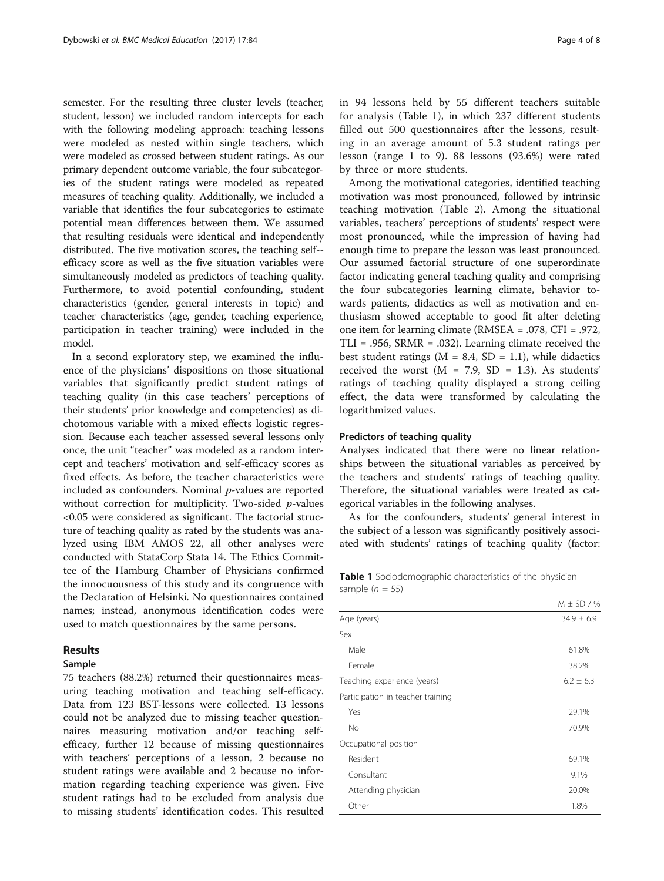semester. For the resulting three cluster levels (teacher, student, lesson) we included random intercepts for each with the following modeling approach: teaching lessons were modeled as nested within single teachers, which were modeled as crossed between student ratings. As our primary dependent outcome variable, the four subcategories of the student ratings were modeled as repeated measures of teaching quality. Additionally, we included a variable that identifies the four subcategories to estimate potential mean differences between them. We assumed that resulting residuals were identical and independently distributed. The five motivation scores, the teaching self-efficacy score as well as the five situation variables were simultaneously modeled as predictors of teaching quality. Furthermore, to avoid potential confounding, student characteristics (gender, general interests in topic) and teacher characteristics (age, gender, teaching experience, participation in teacher training) were included in the model.

In a second exploratory step, we examined the influence of the physicians' dispositions on those situational variables that significantly predict student ratings of teaching quality (in this case teachers' perceptions of their students' prior knowledge and competencies) as dichotomous variable with a mixed effects logistic regression. Because each teacher assessed several lessons only once, the unit "teacher" was modeled as a random intercept and teachers' motivation and self-efficacy scores as fixed effects. As before, the teacher characteristics were included as confounders. Nominal *p*-values are reported without correction for multiplicity. Two-sided *p*-values <0.05 were considered as significant. The factorial structure of teaching quality as rated by the students was analyzed using IBM AMOS 22, all other analyses were conducted with StataCorp Stata 14. The Ethics Committee of the Hamburg Chamber of Physicians confirmed the innocuousness of this study and its congruence with the Declaration of Helsinki. No questionnaires contained names; instead, anonymous identification codes were used to match questionnaires by the same persons.

## Results

### Sample

75 teachers (88.2%) returned their questionnaires measuring teaching motivation and teaching self-efficacy. Data from 123 BST-lessons were collected. 13 lessons could not be analyzed due to missing teacher questionnaires measuring motivation and/or teaching self-efficacy, further 12 because of missing questionnaires with teachers' perceptions of a lesson, 2 because no student ratings were available and 2 because no information regarding teaching experience was given. Five student ratings had to be excluded from analysis due to missing students' identification codes. This resulted in 94 lessons held by 55 different teachers suitable for analysis (Table 1), in which 237 different students filled out 500 questionnaires after the lessons, resulting in an average amount of 5.3 student ratings per lesson (range 1 to 9). 88 lessons (93.6%) were rated by three or more students.

Among the motivational categories, identified teaching motivation was most pronounced, followed by intrinsic teaching motivation (Table 2). Among the situational variables, teachers' perceptions of students' respect were most pronounced, while the impression of having had enough time to prepare the lesson was least pronounced. Our assumed factorial structure of one superordinate factor indicating general teaching quality and comprising the four subcategories learning climate, behavior towards patients, didactics as well as motivation and enthusiasm showed acceptable to good fit after deleting one item for learning climate (RMSEA = .078, CFI = .972, TLI = .956, SRMR = .032). Learning climate received the best student ratings (M = 8.4, SD = 1.1), while didactics received the worst (M = 7.9, SD = 1.3). As students' ratings of teaching quality displayed a strong ceiling effect, the data were transformed by calculating the logarithmized values.

### Predictors of teaching quality

Analyses indicated that there were no linear relationships between the situational variables as perceived by the teachers and students' ratings of teaching quality. Therefore, the situational variables were treated as categorical variables in the following analyses.

As for the confounders, students' general interest in the subject of a lesson was significantly positively associated with students' ratings of teaching quality (factor:

**Table 1** Sociodemographic characteristics of the physician sample (*n* = 55)

| | M ± SD / % |
|---|---|
| Age (years) | 34.9 ± 6.9 |
| Sex | |
| Male | 61.8% |
| Female | 38.2% |
| Teaching experience (years) | 6.2 ± 6.3 |
| Participation in teacher training | |
| Yes | 29.1% |
| No | 70.9% |
| Occupational position | |
| Resident | 69.1% |
| Consultant | 9.1% |
| Attending physician | 20.0% |
| Other | 1.8% |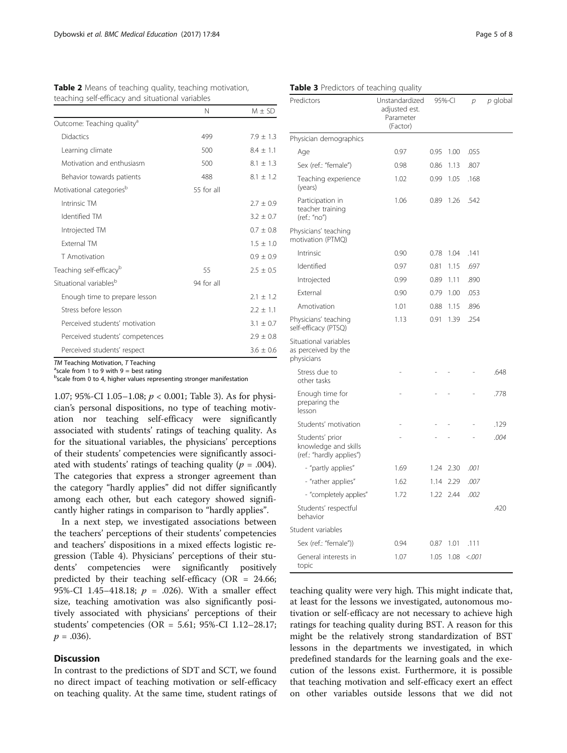**Table 2** Means of teaching quality, teaching motivation, teaching self-efficacy and situational variables

| | N | M ± SD |
|---|---|---|
| Outcome: Teaching quality[a] | | |
| Didactics | 499 | 7.9 ± 1.3 |
| Learning climate | 500 | 8.4 ± 1.1 |
| Motivation and enthusiasm | 500 | 8.1 ± 1.3 |
| Behavior towards patients | 488 | 8.1 ± 1.2 |
| Motivational categories[b] | 55 for all | |
| Intrinsic TM | | 2.7 ± 0.9 |
| Identified TM | | 3.2 ± 0.7 |
| Introjected TM | | 0.7 ± 0.8 |
| External TM | | 1.5 ± 1.0 |
| T Amotivation | | 0.9 ± 0.9 |
| Teaching self-efficacy[b] | 55 | 2.5 ± 0.5 |
| Situational variables[b] | 94 for all | |
| Enough time to prepare lesson | | 2.1 ± 1.2 |
| Stress before lesson | | 2.2 ± 1.1 |
| Perceived students' motivation | | 3.1 ± 0.7 |
| Perceived students' competences | | 2.9 ± 0.8 |
| Perceived students' respect | | 3.6 ± 0.6 |

*TM* Teaching Motivation, *T* Teaching
[a]scale from 1 to 9 with 9 = best rating
[b]scale from 0 to 4, higher values representing stronger manifestation

**Table 3** Predictors of teaching quality

| Predictors | Unstandardized adjusted est. Parameter (Factor) | 95%-CI | | *p* | *p* global |
|---|---|---|---|---|---|
| Physician demographics | | | | | |
| Age | 0.97 | 0.95 | 1.00 | .055 | |
| Sex (ref.: "female") | 0.98 | 0.86 | 1.13 | .807 | |
| Teaching experience (years) | 1.02 | 0.99 | 1.05 | .168 | |
| Participation in teacher training (ref.: "no") | 1.06 | 0.89 | 1.26 | .542 | |
| Physicians' teaching motivation (PTMQ) | | | | | |
| Intrinsic | 0.90 | 0.78 | 1.04 | .141 | |
| Identified | 0.97 | 0.81 | 1.15 | .697 | |
| Introjected | 0.99 | 0.89 | 1.11 | .890 | |
| External | 0.90 | 0.79 | 1.00 | .053 | |
| Amotivation | 1.01 | 0.88 | 1.15 | .896 | |
| Physicians' teaching self-efficacy (PTSQ) | 1.13 | 0.91 | 1.39 | .254 | |
| Situational variables as perceived by the physicians | | | | | |
| Stress due to other tasks | - | - | - | - | .648 |
| Enough time for preparing the lesson | - | - | - | - | .778 |
| Students' motivation | - | - | - | - | .129 |
| Students' prior knowledge and skills (ref.: "hardly applies") | - | - | - | - | *.004* |
| - "partly applies" | 1.69 | 1.24 | 2.30 | *.001* | |
| - "rather applies" | 1.62 | 1.14 | 2.29 | *.007* | |
| - "completely applies" | 1.72 | 1.22 | 2.44 | *.002* | |
| Students' respectful behavior | | | | | .420 |
| Student variables | | | | | |
| Sex (ref.: "female")) | 0.94 | 0.87 | 1.01 | .111 | |
| General interests in topic | 1.07 | 1.05 | 1.08 | *<.001* | |

1.07; 95%-CI 1.05–1.08; $p < 0.001$; Table 3). As for physician's personal dispositions, no type of teaching motivation nor teaching self-efficacy were significantly associated with students' ratings of teaching quality. As for the situational variables, the physicians' perceptions of their students' competencies were significantly associated with students' ratings of teaching quality ($p = .004$). The categories that express a stronger agreement than the category "hardly applies" did not differ significantly among each other, but each category showed significantly higher ratings in comparison to "hardly applies".

In a next step, we investigated associations between the teachers' perceptions of their students' competencies and teachers' dispositions in a mixed effects logistic regression (Table 4). Physicians' perceptions of their students' competencies were significantly positively predicted by their teaching self-efficacy (OR = 24.66; 95%-CI 1.45–418.18; $p = .026$). With a smaller effect size, teaching amotivation was also significantly positively associated with physicians' perceptions of their students' competencies (OR = 5.61; 95%-CI 1.12–28.17; $p = .036$).

## Discussion

In contrast to the predictions of SDT and SCT, we found no direct impact of teaching motivation or self-efficacy on teaching quality. At the same time, student ratings of teaching quality were very high. This might indicate that, at least for the lessons we investigated, autonomous motivation or self-efficacy are not necessary to achieve high ratings for teaching quality during BST. A reason for this might be the relatively strong standardization of BST lessons in the departments we investigated, in which predefined standards for the learning goals and the execution of the lessons exist. Furthermore, it is possible that teaching motivation and self-efficacy exert an effect on other variables outside lessons that we did not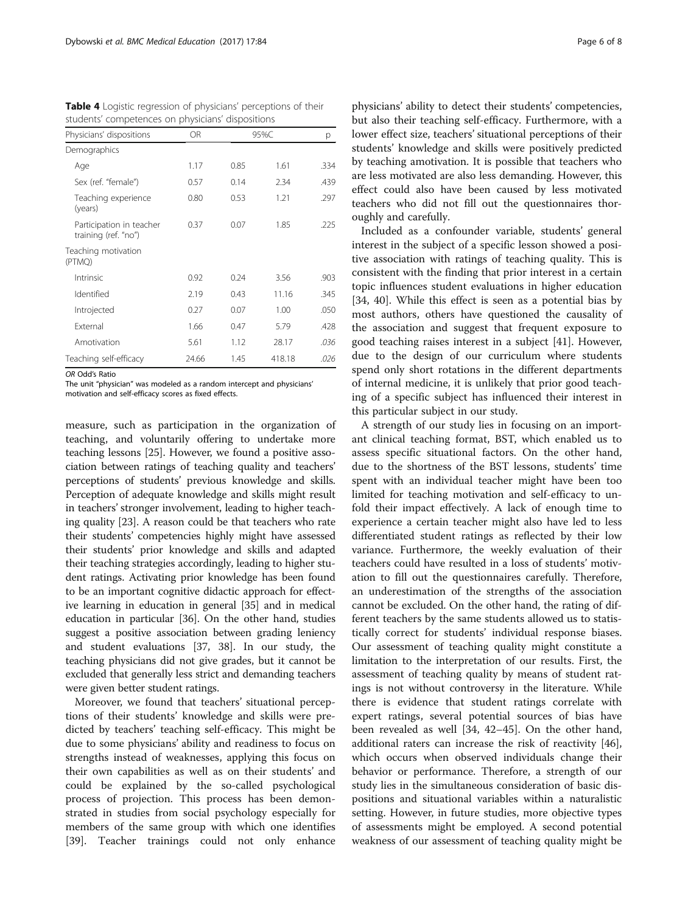**Table 4** Logistic regression of physicians' perceptions of their students' competences on physicians' dispositions

| Physicians' dispositions | OR | 95%C | | p |
|---|---|---|---|---|
| Demographics | | | | |
| Age | 1.17 | 0.85 | 1.61 | .334 |
| Sex (ref. "female") | 0.57 | 0.14 | 2.34 | .439 |
| Teaching experience (years) | 0.80 | 0.53 | 1.21 | .297 |
| Participation in teacher training (ref. "no") | 0.37 | 0.07 | 1.85 | .225 |
| Teaching motivation (PTMQ) | | | | |
| Intrinsic | 0.92 | 0.24 | 3.56 | .903 |
| Identified | 2.19 | 0.43 | 11.16 | .345 |
| Introjected | 0.27 | 0.07 | 1.00 | .050 |
| External | 1.66 | 0.47 | 5.79 | .428 |
| Amotivation | 5.61 | 1.12 | 28.17 | *.036* |
| Teaching self-efficacy | 24.66 | 1.45 | 418.18 | *.026* |

*OR* Odd's Ratio
The unit "physician" was modeled as a random intercept and physicians' motivation and self-efficacy scores as fixed effects.

measure, such as participation in the organization of teaching, and voluntarily offering to undertake more teaching lessons [25]. However, we found a positive association between ratings of teaching quality and teachers' perceptions of students' previous knowledge and skills. Perception of adequate knowledge and skills might result in teachers' stronger involvement, leading to higher teaching quality [23]. A reason could be that teachers who rate their students' competencies highly might have assessed their students' prior knowledge and skills and adapted their teaching strategies accordingly, leading to higher student ratings. Activating prior knowledge has been found to be an important cognitive didactic approach for effective learning in education in general [35] and in medical education in particular [36]. On the other hand, studies suggest a positive association between grading leniency and student evaluations [37, 38]. In our study, the teaching physicians did not give grades, but it cannot be excluded that generally less strict and demanding teachers were given better student ratings.

Moreover, we found that teachers' situational perceptions of their students' knowledge and skills were predicted by teachers' teaching self-efficacy. This might be due to some physicians' ability and readiness to focus on strengths instead of weaknesses, applying this focus on their own capabilities as well as on their students' and could be explained by the so-called psychological process of projection. This process has been demonstrated in studies from social psychology especially for members of the same group with which one identifies [39]. Teacher trainings could not only enhance physicians' ability to detect their students' competencies, but also their teaching self-efficacy. Furthermore, with a lower effect size, teachers' situational perceptions of their students' knowledge and skills were positively predicted by teaching amotivation. It is possible that teachers who are less motivated are also less demanding. However, this effect could also have been caused by less motivated teachers who did not fill out the questionnaires thoroughly and carefully.

Included as a confounder variable, students' general interest in the subject of a specific lesson showed a positive association with ratings of teaching quality. This is consistent with the finding that prior interest in a certain topic influences student evaluations in higher education [34, 40]. While this effect is seen as a potential bias by most authors, others have questioned the causality of the association and suggest that frequent exposure to good teaching raises interest in a subject [41]. However, due to the design of our curriculum where students spend only short rotations in the different departments of internal medicine, it is unlikely that prior good teaching of a specific subject has influenced their interest in this particular subject in our study.

A strength of our study lies in focusing on an important clinical teaching format, BST, which enabled us to assess specific situational factors. On the other hand, due to the shortness of the BST lessons, students' time spent with an individual teacher might have been too limited for teaching motivation and self-efficacy to unfold their impact effectively. A lack of enough time to experience a certain teacher might also have led to less differentiated student ratings as reflected by their low variance. Furthermore, the weekly evaluation of their teachers could have resulted in a loss of students' motivation to fill out the questionnaires carefully. Therefore, an underestimation of the strengths of the association cannot be excluded. On the other hand, the rating of different teachers by the same students allowed us to statistically correct for students' individual response biases. Our assessment of teaching quality might constitute a limitation to the interpretation of our results. First, the assessment of teaching quality by means of student ratings is not without controversy in the literature. While there is evidence that student ratings correlate with expert ratings, several potential sources of bias have been revealed as well [34, 42–45]. On the other hand, additional raters can increase the risk of reactivity [46], which occurs when observed individuals change their behavior or performance. Therefore, a strength of our study lies in the simultaneous consideration of basic dispositions and situational variables within a naturalistic setting. However, in future studies, more objective types of assessments might be employed. A second potential weakness of our assessment of teaching quality might be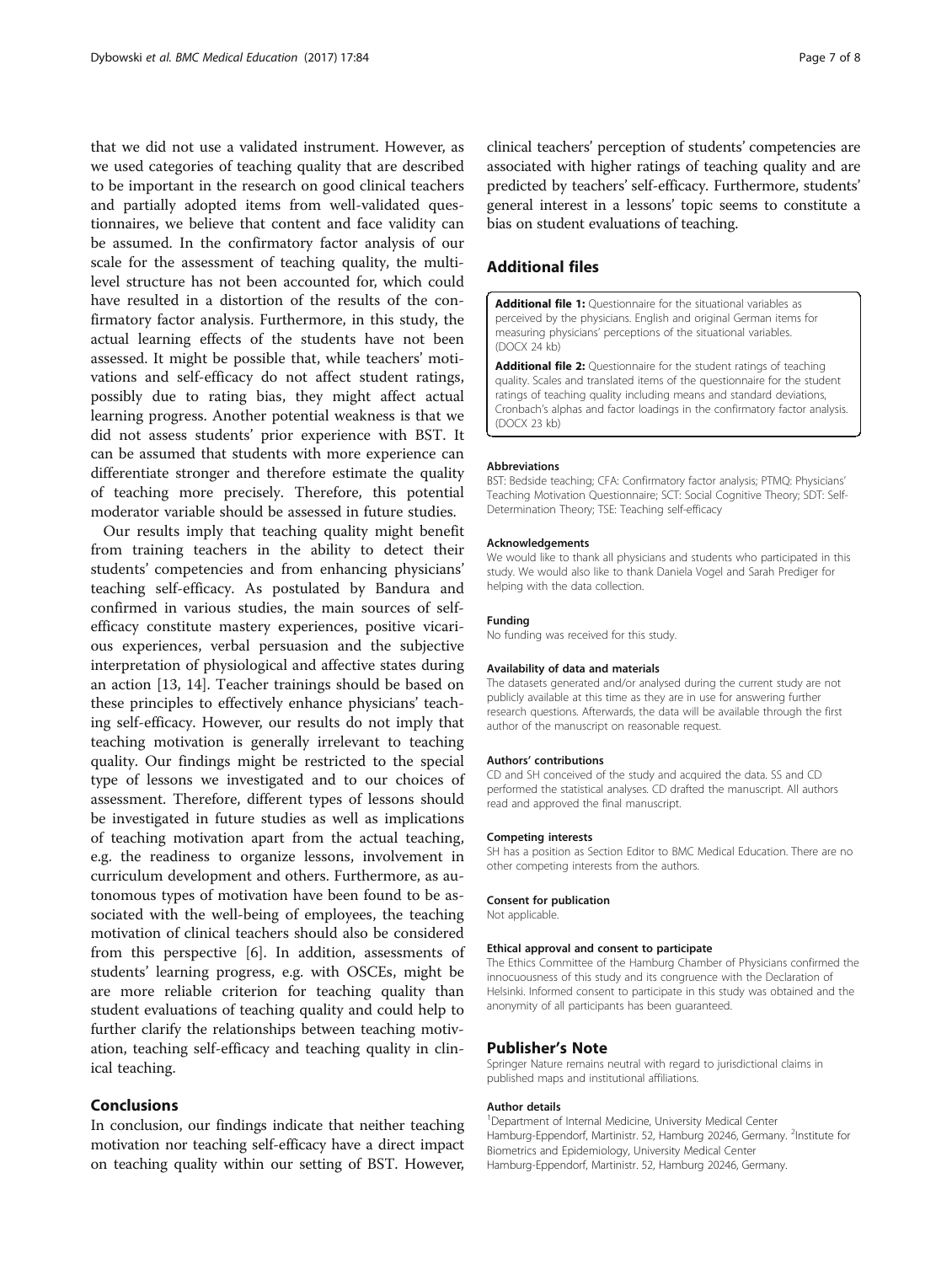that we did not use a validated instrument. However, as we used categories of teaching quality that are described to be important in the research on good clinical teachers and partially adopted items from well-validated questionnaires, we believe that content and face validity can be assumed. In the confirmatory factor analysis of our scale for the assessment of teaching quality, the multilevel structure has not been accounted for, which could have resulted in a distortion of the results of the confirmatory factor analysis. Furthermore, in this study, the actual learning effects of the students have not been assessed. It might be possible that, while teachers' motivations and self-efficacy do not affect student ratings, possibly due to rating bias, they might affect actual learning progress. Another potential weakness is that we did not assess students' prior experience with BST. It can be assumed that students with more experience can differentiate stronger and therefore estimate the quality of teaching more precisely. Therefore, this potential moderator variable should be assessed in future studies.

Our results imply that teaching quality might benefit from training teachers in the ability to detect their students' competencies and from enhancing physicians' teaching self-efficacy. As postulated by Bandura and confirmed in various studies, the main sources of self-efficacy constitute mastery experiences, positive vicarious experiences, verbal persuasion and the subjective interpretation of physiological and affective states during an action [13, 14]. Teacher trainings should be based on these principles to effectively enhance physicians' teaching self-efficacy. However, our results do not imply that teaching motivation is generally irrelevant to teaching quality. Our findings might be restricted to the special type of lessons we investigated and to our choices of assessment. Therefore, different types of lessons should be investigated in future studies as well as implications of teaching motivation apart from the actual teaching, e.g. the readiness to organize lessons, involvement in curriculum development and others. Furthermore, as autonomous types of motivation have been found to be associated with the well-being of employees, the teaching motivation of clinical teachers should also be considered from this perspective [6]. In addition, assessments of students' learning progress, e.g. with OSCEs, might be are more reliable criterion for teaching quality than student evaluations of teaching quality and could help to further clarify the relationships between teaching motivation, teaching self-efficacy and teaching quality in clinical teaching.

## Conclusions

In conclusion, our findings indicate that neither teaching motivation nor teaching self-efficacy have a direct impact on teaching quality within our setting of BST. However, clinical teachers' perception of students' competencies are associated with higher ratings of teaching quality and are predicted by teachers' self-efficacy. Furthermore, students' general interest in a lessons' topic seems to constitute a bias on student evaluations of teaching.

## Additional files

**Additional file 1:** Questionnaire for the situational variables as perceived by the physicians. English and original German items for measuring physicians' perceptions of the situational variables. (DOCX 24 kb)

**Additional file 2:** Questionnaire for the student ratings of teaching quality. Scales and translated items of the questionnaire for the student ratings of teaching quality including means and standard deviations, Cronbach's alphas and factor loadings in the confirmatory factor analysis. (DOCX 23 kb)

#### Abbreviations

BST: Bedside teaching; CFA: Confirmatory factor analysis; PTMQ: Physicians' Teaching Motivation Questionnaire; SCT: Social Cognitive Theory; SDT: Self-Determination Theory; TSE: Teaching self-efficacy

#### Acknowledgements

We would like to thank all physicians and students who participated in this study. We would also like to thank Daniela Vogel and Sarah Prediger for helping with the data collection.

#### Funding

No funding was received for this study.

#### Availability of data and materials

The datasets generated and/or analysed during the current study are not publicly available at this time as they are in use for answering further research questions. Afterwards, the data will be available through the first author of the manuscript on reasonable request.

#### Authors' contributions

CD and SH conceived of the study and acquired the data. SS and CD performed the statistical analyses. CD drafted the manuscript. All authors read and approved the final manuscript.

#### Competing interests

SH has a position as Section Editor to BMC Medical Education. There are no other competing interests from the authors.

#### Consent for publication

Not applicable.

#### Ethical approval and consent to participate

The Ethics Committee of the Hamburg Chamber of Physicians confirmed the innocuousness of this study and its congruence with the Declaration of Helsinki. Informed consent to participate in this study was obtained and the anonymity of all participants has been guaranteed.

## Publisher's Note

Springer Nature remains neutral with regard to jurisdictional claims in published maps and institutional affiliations.

#### Author details

[1]Department of Internal Medicine, University Medical Center Hamburg-Eppendorf, Martinistr. 52, Hamburg 20246, Germany. [2]Institute for Biometrics and Epidemiology, University Medical Center Hamburg-Eppendorf, Martinistr. 52, Hamburg 20246, Germany.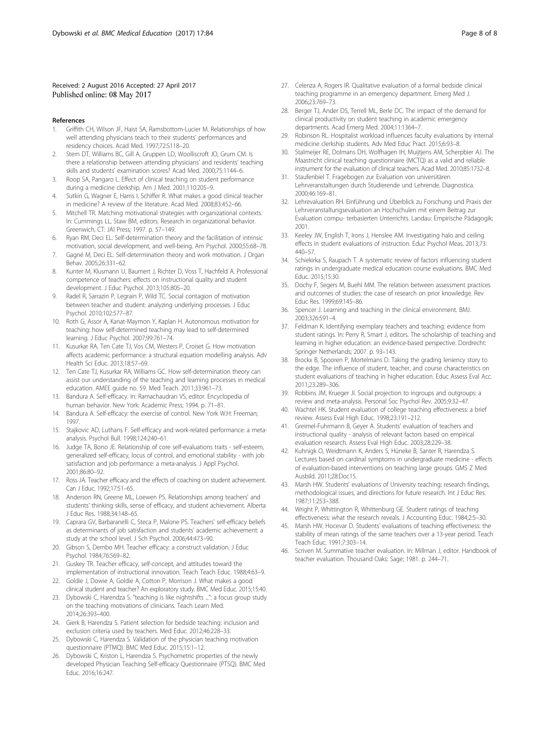Received: 2 August 2016 Accepted: 27 April 2017
Published online: 08 May 2017

## References

1. Griffith CH, Wilson JF, Haist SA, Ramsbottom-Lucier M. Relationships of how well attending physicians teach to their students' performances and residency choices. Acad Med. 1997;72:S118–20.
2. Stern DT, Williams BC, Gill A, Gruppen LD, Woolliscroft JO, Grum CM. Is there a relationship between attending physicians' and residents' teaching skills and students' examination scores? Acad Med. 2000;75:1144–6.
3. Roop SA, Pangaro L. Effect of clinical teaching on student performance during a medicine clerkship. Am J Med. 2001;110:205–9.
4. Sutkin G, Wagner E, Harris I, Schiffer R. What makes a good clinical teacher in medicine? A review of the literature. Acad Med. 2008;83:452–66.
5. Mitchell TR. Matching motivational strategies with organizational contexts. In: Cummings LL, Staw BM, editors. Research in organizational behavior. Greenwich, CT: JAI Press; 1997. p. 57–149.
6. Ryan RM, Deci EL. Self-determination theory and the facilitation of intrinsic motivation, social development, and well-being. Am Psychol. 2000;55:68–78.
7. Gagné M, Deci EL. Self-determination theory and work motivation. J Organ Behav. 2005;26:331–62.
8. Kunter M, Klusmann U, Baumert J, Richter D, Voss T, Hachfeld A. Professional competence of teachers: effects on instructional quality and student development. J Educ Psychol. 2013;105:805–20.
9. Radel R, Sarrazin P, Legrain P, Wild TC. Social contagion of motivation between teacher and student: analyzing underlying processes. J Educ Psychol. 2010;102:577–87.
10. Roth G, Assor A, Kanat-Maymon Y, Kaplan H. Autonomous motivation for teaching: how self-determined teaching may lead to self-determined learning. J Educ Psychol. 2007;99:761–74.
11. Kusurkar RA, Ten Cate TJ, Vos CM, Westers P, Croiset G. How motivation affects academic performance: a structural equation modelling analysis. Adv Health Sci Educ. 2013;18:57–69.
12. Ten Cate TJ, Kusurkar RA, Williams GC. How self-determination theory can assist our understanding of the teaching and learning processes in medical education. AMEE guide no. 59. Med Teach. 2011;33:961–73.
13. Bandura A. Self-efficacy. In: Ramachaudran VS, editor. Encyclopedia of human behavior. New York: Academic Press; 1994. p. 71–81.
14. Bandura A. Self-efficacy: the exercise of control. New York W.H: Freeman; 1997.
15. Stajkovic AD, Luthans F. Self-efficacy and work-related performance: a meta-analysis. Psychol Bull. 1998;124:240–61.
16. Judge TA, Bono JE. Relationship of core self-evaluations traits - self-esteem, generalized self-efficacy, locus of control, and emotional stability - with job satisfaction and job performance: a meta-analysis. J Appl Psychol. 2001;86:80–92.
17. Ross JA. Teacher efficacy and the effects of coaching on student achievement. Can J Educ. 1992;17:51–65.
18. Anderson RN, Greene ML, Loewen PS. Relationships among teachers' and students' thinking skills, sense of efficacy, and student achievement. Alberta J Educ Res. 1988;34:148–65.
19. Caprara GV, Barbaranelli C, Steca P, Malone PS. Teachers' self-efficacy beliefs as determinants of job satisfaction and students' academic achievement: a study at the school level. J Sch Psychol. 2006;44:473–90.
20. Gibson S, Dembo MH. Teacher efficacy: a construct validation. J Educ Psychol. 1984;76:569–82.
21. Guskey TR. Teacher efficacy, self-concept, and attitudes toward the implementation of instructional innovation. Teach Teach Educ. 1988;4:63–9.
22. Goldie J, Dowie A, Goldie A, Cotton P, Morrison J. What makes a good clinical student and teacher? An exploratory study. BMC Med Educ. 2015;15:40.
23. Dybowski C, Harendza S. "teaching is like nightshifts ...": a focus group study on the teaching motivations of clinicians. Teach Learn Med. 2014;26:393–400.
24. Gierk B, Harendza S. Patient selection for bedside teaching: inclusion and exclusion criteria used by teachers. Med Educ. 2012;46:228–33.
25. Dybowski C, Harendza S. Validation of the physician teaching motivation questionnaire (PTMQ). BMC Med Educ. 2015;15:1–12.
26. Dybowski C, Kriston L, Harendza S. Psychometric properties of the newly developed Physician Teaching Self-efficacy Questionnaire (PTSQ). BMC Med Educ. 2016;16:247.
27. Celenza A, Rogers IR. Qualitative evaluation of a formal bedside clinical teaching programme in an emergency department. Emerg Med J. 2006;23:769–73.
28. Berger TJ, Ander DS, Terrell ML, Berle DC. The impact of the demand for clinical productivity on student teaching in academic emergency departments. Acad Emerg Med. 2004;11:1364–7.
29. Robinson RL. Hospitalist workload influences faculty evaluations by internal medicine clerkship students. Adv Med Educ Pract. 2015;6:93–8.
30. Stalmeijer RE, Dolmans DH, Wolfhagen IH, Muijtjens AM, Scherpbier AJ. The Maastricht clinical teaching questionnaire (MCTQ) as a valid and reliable instrument for the evaluation of clinical teachers. Acad Med. 2010;85:1732–8.
31. Staufenbiel T. Fragebogen zur Evaluation von universitären Lehrveranstaltungen durch Studierende und Lehrende. Diagnostica. 2000;46:169–81.
32. Lehrevaluation RH. Einführung und Überblick zu Forschung und Praxis der Lehrveranstaltungsevaluation an Hochschulen mit einem Beitrag zur Evaluation compu- terbasierten Unterrichts. Landau: Empirische Pädagogik; 2001.
33. Keeley JW, English T, Irons J, Henslee AM. Investigating halo and ceiling effects in student evaluations of instruction. Educ Psychol Meas. 2013;73: 440–57.
34. Schiekirka S, Raupach T. A systematic review of factors influencing student ratings in undergraduate medical education course evaluations. BMC Med Educ. 2015;15:30.
35. Dochy F, Segers M, Buehl MM. The relation between assessment practices and outcomes of studies: the case of research on prior knowledge. Rev Educ Res. 1999;69:145–86.
36. Spencer J. Learning and teaching in the clinical environment. BMJ. 2003;326:591–4.
37. Feldman K. Identifying exemplary teachers and teaching: evidence from student ratings. In: Perry R, Smart J, editors. The scholarship of teaching and learning in higher education: an evidence-based perspective. Dordrecht: Springer Netherlands; 2007. p. 93–143.
38. Brockx B, Spooren P, Mortelmans D. Taking the grading leniency story to the edge. The influence of student, teacher, and course characteristics on student evaluations of teaching in higher education. Educ Assess Eval Acc. 2011;23:289–306.
39. Robbins JM, Krueger JI. Social projection to ingroups and outgroups: a review and meta-analysis. Personal Soc Psychol Rev. 2005;9:32–47.
40. Wachtel HK. Student evaluation of college teaching effectiveness: a brief review. Assess Eval High Educ. 1998;23:191–212.
41. Greimel-Fuhrmann B, Geyer A. Students' evaluation of teachers and instructional quality - analysis of relevant factors based on empirical evaluation research. Assess Eval High Educ. 2003;28:229–38.
42. Kuhnigk O, Weidtmann K, Anders S, Hüneke B, Santer R, Harendza S. Lectures based on cardinal symptoms in undergraduate medicine - effects of evaluation-based interventions on teaching large groups. GMS Z Med Ausbild. 2011;28:Doc15.
43. Marsh HW. Students' evaluations of University teaching: research findings, methodological issues, and directions for future research. Int J Educ Res. 1987;11:253–388.
44. Wright P, Whittington R, Whittenburg GE. Student ratings of teaching effectiveness: what the research reveals. J Accounting Educ. 1984;2:5–30.
45. Marsh HW, Hocevar D. Students' evaluations of teaching effectiveness: the stability of mean ratings of the same teachers over a 13-year period. Teach Teach Educ. 1991;7:303–14.
46. Scriven M. Summative teacher evaluation. In: Millman J, editor. Handbook of teacher evaluation. Thousand Oaks: Sage; 1981. p. 244–71.